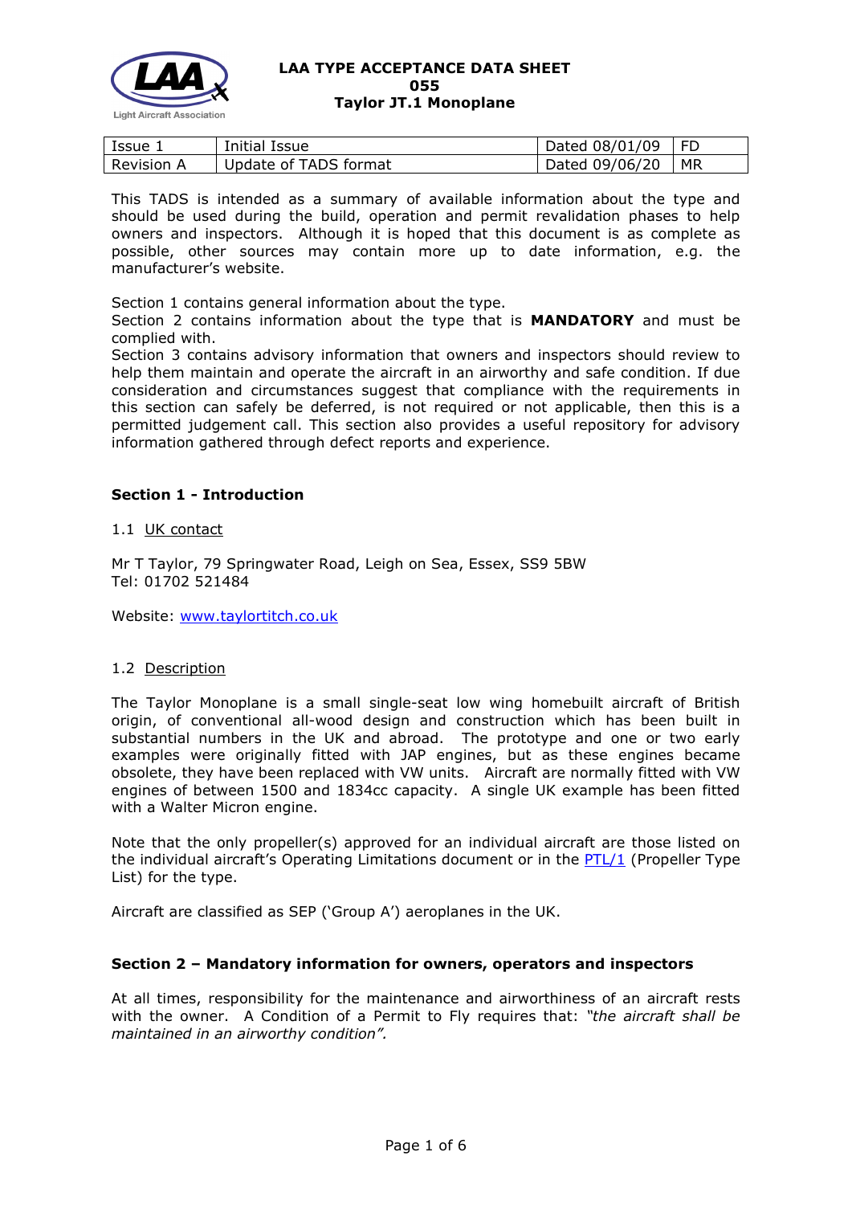**LAA TYPE ACCEPTANCE DATA SHEET**
**055**
**Taylor JT.1 Monoplane**

| Issue 1 | Initial Issue | Dated 08/01/09 | FD |
|---|---|---|---|
| Revision A | Update of TADS format | Dated 09/06/20 | MR |

This TADS is intended as a summary of available information about the type and should be used during the build, operation and permit revalidation phases to help owners and inspectors. Although it is hoped that this document is as complete as possible, other sources may contain more up to date information, e.g. the manufacturer's website.

Section 1 contains general information about the type.
Section 2 contains information about the type that is **MANDATORY** and must be complied with.
Section 3 contains advisory information that owners and inspectors should review to help them maintain and operate the aircraft in an airworthy and safe condition. If due consideration and circumstances suggest that compliance with the requirements in this section can safely be deferred, is not required or not applicable, then this is a permitted judgement call. This section also provides a useful repository for advisory information gathered through defect reports and experience.

## Section 1 - Introduction

### 1.1 UK contact

Mr T Taylor, 79 Springwater Road, Leigh on Sea, Essex, SS9 5BW
Tel: 01702 521484

Website: www.taylortitch.co.uk

### 1.2 Description

The Taylor Monoplane is a small single-seat low wing homebuilt aircraft of British origin, of conventional all-wood design and construction which has been built in substantial numbers in the UK and abroad. The prototype and one or two early examples were originally fitted with JAP engines, but as these engines became obsolete, they have been replaced with VW units. Aircraft are normally fitted with VW engines of between 1500 and 1834cc capacity. A single UK example has been fitted with a Walter Micron engine.

Note that the only propeller(s) approved for an individual aircraft are those listed on the individual aircraft's Operating Limitations document or in the PTL/1 (Propeller Type List) for the type.

Aircraft are classified as SEP ('Group A') aeroplanes in the UK.

## Section 2 – Mandatory information for owners, operators and inspectors

At all times, responsibility for the maintenance and airworthiness of an aircraft rests with the owner. A Condition of a Permit to Fly requires that: *"the aircraft shall be maintained in an airworthy condition".*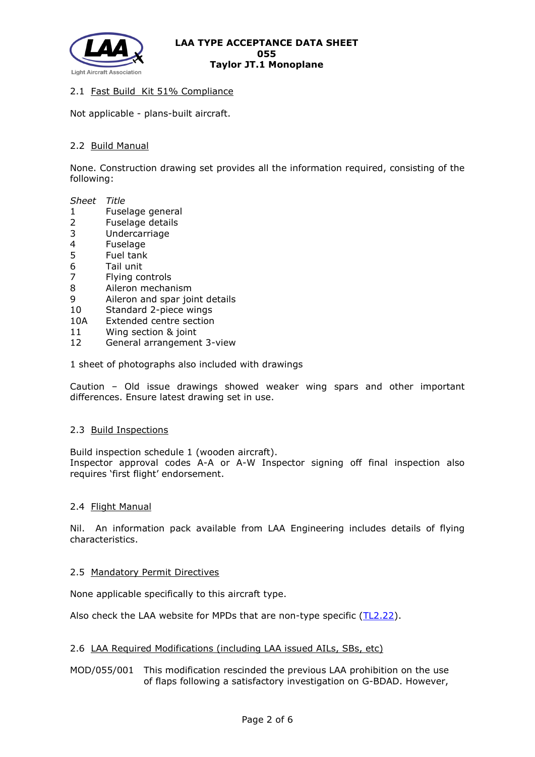2.1 Fast Build Kit 51% Compliance

Not applicable - plans-built aircraft.

2.2 Build Manual

None. Construction drawing set provides all the information required, consisting of the following:

| *Sheet* | *Title* |
|---|---|
| 1 | Fuselage general |
| 2 | Fuselage details |
| 3 | Undercarriage |
| 4 | Fuselage |
| 5 | Fuel tank |
| 6 | Tail unit |
| 7 | Flying controls |
| 8 | Aileron mechanism |
| 9 | Aileron and spar joint details |
| 10 | Standard 2-piece wings |
| 10A | Extended centre section |
| 11 | Wing section & joint |
| 12 | General arrangement 3-view |

1 sheet of photographs also included with drawings

Caution – Old issue drawings showed weaker wing spars and other important differences. Ensure latest drawing set in use.

2.3 Build Inspections

Build inspection schedule 1 (wooden aircraft).
Inspector approval codes A-A or A-W Inspector signing off final inspection also requires 'first flight' endorsement.

2.4 Flight Manual

Nil. An information pack available from LAA Engineering includes details of flying characteristics.

2.5 Mandatory Permit Directives

None applicable specifically to this aircraft type.

Also check the LAA website for MPDs that are non-type specific (TL2.22).

2.6 LAA Required Modifications (including LAA issued AILs, SBs, etc)

MOD/055/001 This modification rescinded the previous LAA prohibition on the use of flaps following a satisfactory investigation on G-BDAD. However,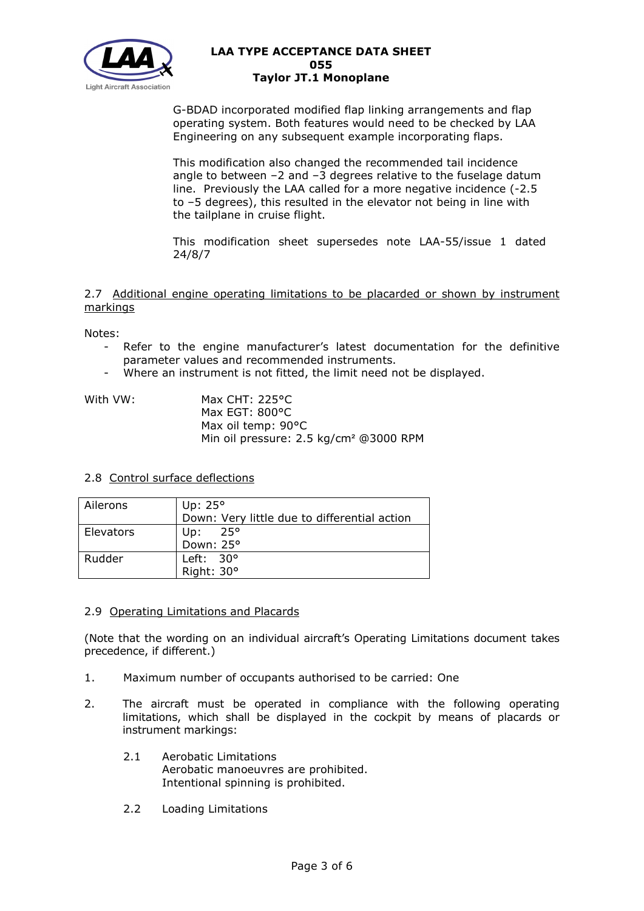G-BDAD incorporated modified flap linking arrangements and flap operating system. Both features would need to be checked by LAA Engineering on any subsequent example incorporating flaps.

This modification also changed the recommended tail incidence angle to between –2 and –3 degrees relative to the fuselage datum line. Previously the LAA called for a more negative incidence (-2.5 to –5 degrees), this resulted in the elevator not being in line with the tailplane in cruise flight.

This modification sheet supersedes note LAA-55/issue 1 dated 24/8/7

## 2.7 Additional engine operating limitations to be placarded or shown by instrument markings

Notes:

- Refer to the engine manufacturer's latest documentation for the definitive parameter values and recommended instruments.
- Where an instrument is not fitted, the limit need not be displayed.

With VW:

Max CHT: 225°C
Max EGT: 800°C
Max oil temp: 90°C
Min oil pressure: 2.5 kg/cm² @3000 RPM

## 2.8 Control surface deflections

| | |
|---|---|
| Ailerons | Up: 25°<br>Down: Very little due to differential action |
| Elevators | Up: 25°<br>Down: 25° |
| Rudder | Left: 30°<br>Right: 30° |

## 2.9 Operating Limitations and Placards

(Note that the wording on an individual aircraft's Operating Limitations document takes precedence, if different.)

1. Maximum number of occupants authorised to be carried: One

2. The aircraft must be operated in compliance with the following operating limitations, which shall be displayed in the cockpit by means of placards or instrument markings:

   2.1 Aerobatic Limitations
   Aerobatic manoeuvres are prohibited.
   Intentional spinning is prohibited.

   2.2 Loading Limitations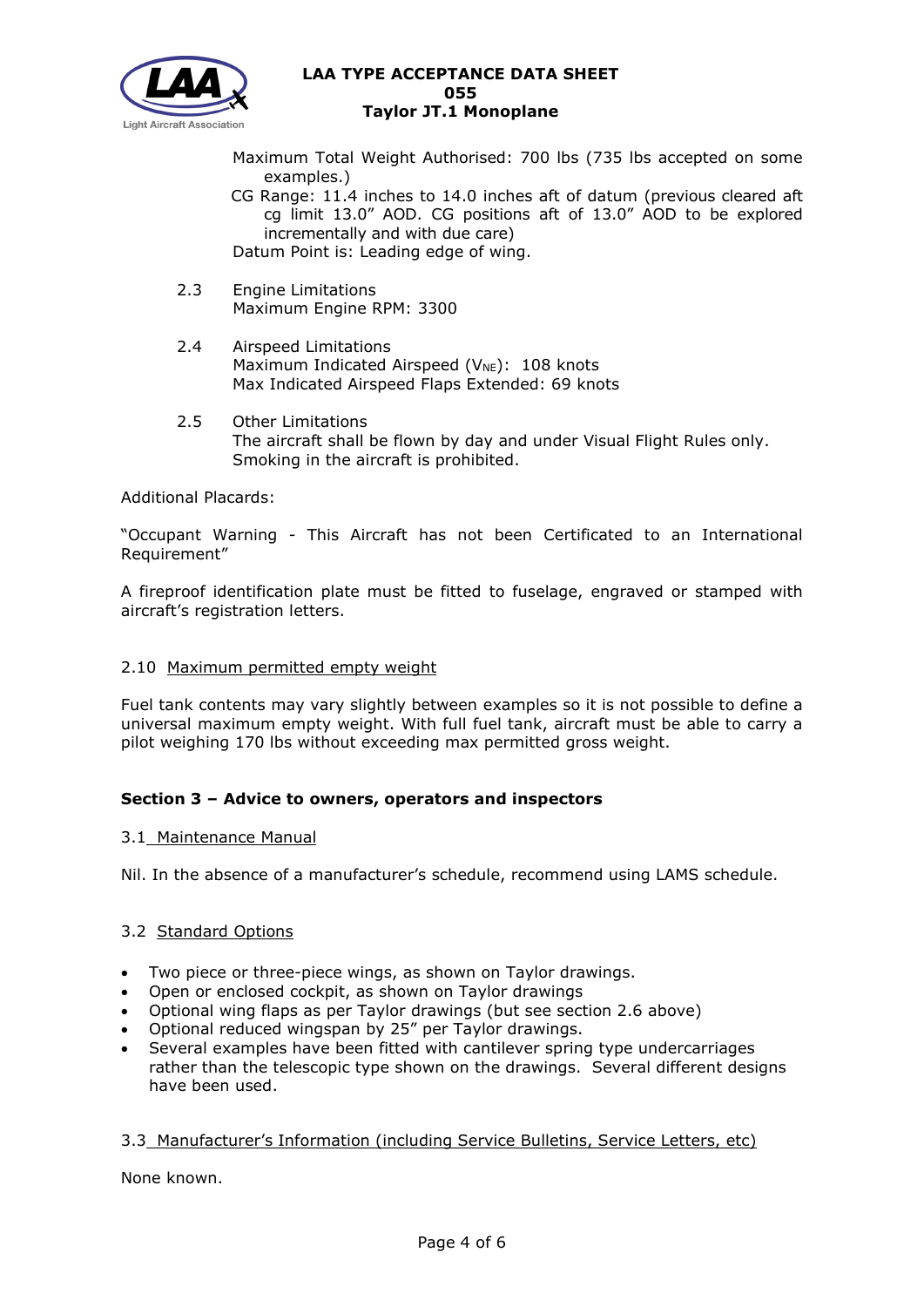Maximum Total Weight Authorised: 700 lbs (735 lbs accepted on some examples.)

CG Range: 11.4 inches to 14.0 inches aft of datum (previous cleared aft cg limit 13.0" AOD. CG positions aft of 13.0" AOD to be explored incrementally and with due care)

Datum Point is: Leading edge of wing.

2.3 Engine Limitations

Maximum Engine RPM: 3300

2.4 Airspeed Limitations

Maximum Indicated Airspeed ($V_{NE}$): 108 knots

Max Indicated Airspeed Flaps Extended: 69 knots

2.5 Other Limitations

The aircraft shall be flown by day and under Visual Flight Rules only.

Smoking in the aircraft is prohibited.

Additional Placards:

"Occupant Warning - This Aircraft has not been Certificated to an International Requirement"

A fireproof identification plate must be fitted to fuselage, engraved or stamped with aircraft's registration letters.

2.10 Maximum permitted empty weight

Fuel tank contents may vary slightly between examples so it is not possible to define a universal maximum empty weight. With full fuel tank, aircraft must be able to carry a pilot weighing 170 lbs without exceeding max permitted gross weight.

## Section 3 – Advice to owners, operators and inspectors

3.1 Maintenance Manual

Nil. In the absence of a manufacturer's schedule, recommend using LAMS schedule.

3.2 Standard Options

- Two piece or three-piece wings, as shown on Taylor drawings.
- Open or enclosed cockpit, as shown on Taylor drawings
- Optional wing flaps as per Taylor drawings (but see section 2.6 above)
- Optional reduced wingspan by 25" per Taylor drawings.
- Several examples have been fitted with cantilever spring type undercarriages rather than the telescopic type shown on the drawings. Several different designs have been used.

3.3 Manufacturer's Information (including Service Bulletins, Service Letters, etc)

None known.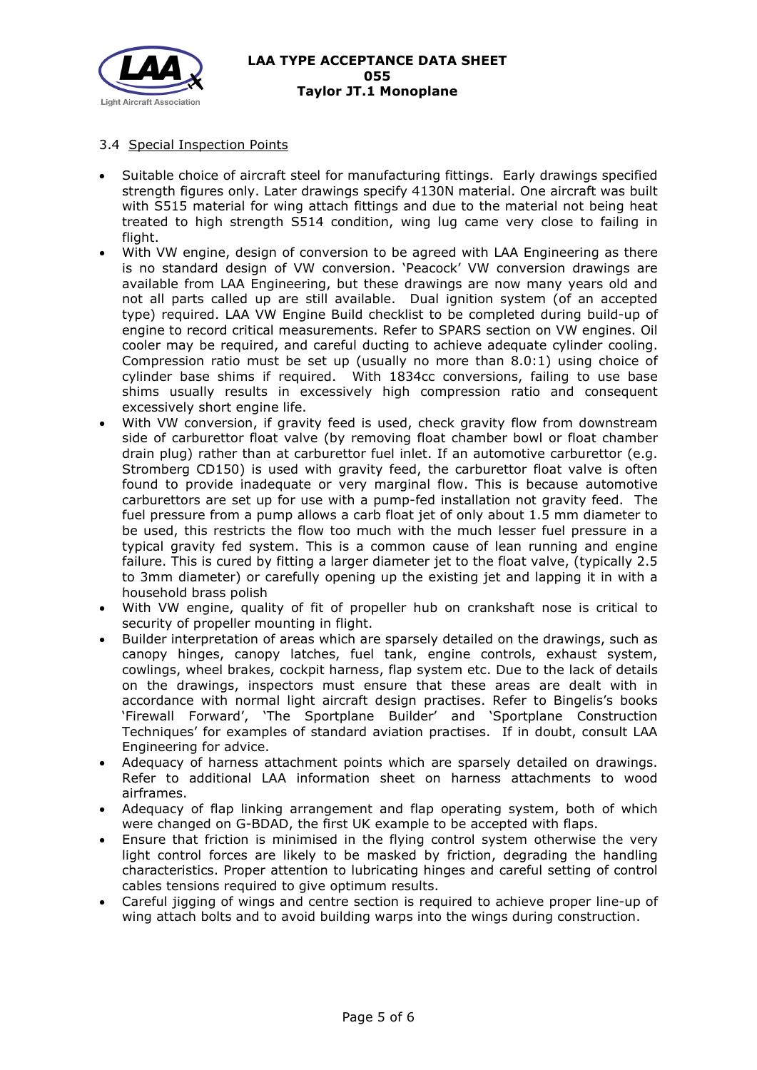### 3.4 Special Inspection Points

- Suitable choice of aircraft steel for manufacturing fittings. Early drawings specified strength figures only. Later drawings specify 4130N material. One aircraft was built with S515 material for wing attach fittings and due to the material not being heat treated to high strength S514 condition, wing lug came very close to failing in flight.
- With VW engine, design of conversion to be agreed with LAA Engineering as there is no standard design of VW conversion. 'Peacock' VW conversion drawings are available from LAA Engineering, but these drawings are now many years old and not all parts called up are still available. Dual ignition system (of an accepted type) required. LAA VW Engine Build checklist to be completed during build-up of engine to record critical measurements. Refer to SPARS section on VW engines. Oil cooler may be required, and careful ducting to achieve adequate cylinder cooling. Compression ratio must be set up (usually no more than 8.0:1) using choice of cylinder base shims if required. With 1834cc conversions, failing to use base shims usually results in excessively high compression ratio and consequent excessively short engine life.
- With VW conversion, if gravity feed is used, check gravity flow from downstream side of carburettor float valve (by removing float chamber bowl or float chamber drain plug) rather than at carburettor fuel inlet. If an automotive carburettor (e.g. Stromberg CD150) is used with gravity feed, the carburettor float valve is often found to provide inadequate or very marginal flow. This is because automotive carburettors are set up for use with a pump-fed installation not gravity feed. The fuel pressure from a pump allows a carb float jet of only about 1.5 mm diameter to be used, this restricts the flow too much with the much lesser fuel pressure in a typical gravity fed system. This is a common cause of lean running and engine failure. This is cured by fitting a larger diameter jet to the float valve, (typically 2.5 to 3mm diameter) or carefully opening up the existing jet and lapping it in with a household brass polish
- With VW engine, quality of fit of propeller hub on crankshaft nose is critical to security of propeller mounting in flight.
- Builder interpretation of areas which are sparsely detailed on the drawings, such as canopy hinges, canopy latches, fuel tank, engine controls, exhaust system, cowlings, wheel brakes, cockpit harness, flap system etc. Due to the lack of details on the drawings, inspectors must ensure that these areas are dealt with in accordance with normal light aircraft design practises. Refer to Bingelis's books 'Firewall Forward', 'The Sportplane Builder' and 'Sportplane Construction Techniques' for examples of standard aviation practises. If in doubt, consult LAA Engineering for advice.
- Adequacy of harness attachment points which are sparsely detailed on drawings. Refer to additional LAA information sheet on harness attachments to wood airframes.
- Adequacy of flap linking arrangement and flap operating system, both of which were changed on G-BDAD, the first UK example to be accepted with flaps.
- Ensure that friction is minimised in the flying control system otherwise the very light control forces are likely to be masked by friction, degrading the handling characteristics. Proper attention to lubricating hinges and careful setting of control cables tensions required to give optimum results.
- Careful jigging of wings and centre section is required to achieve proper line-up of wing attach bolts and to avoid building warps into the wings during construction.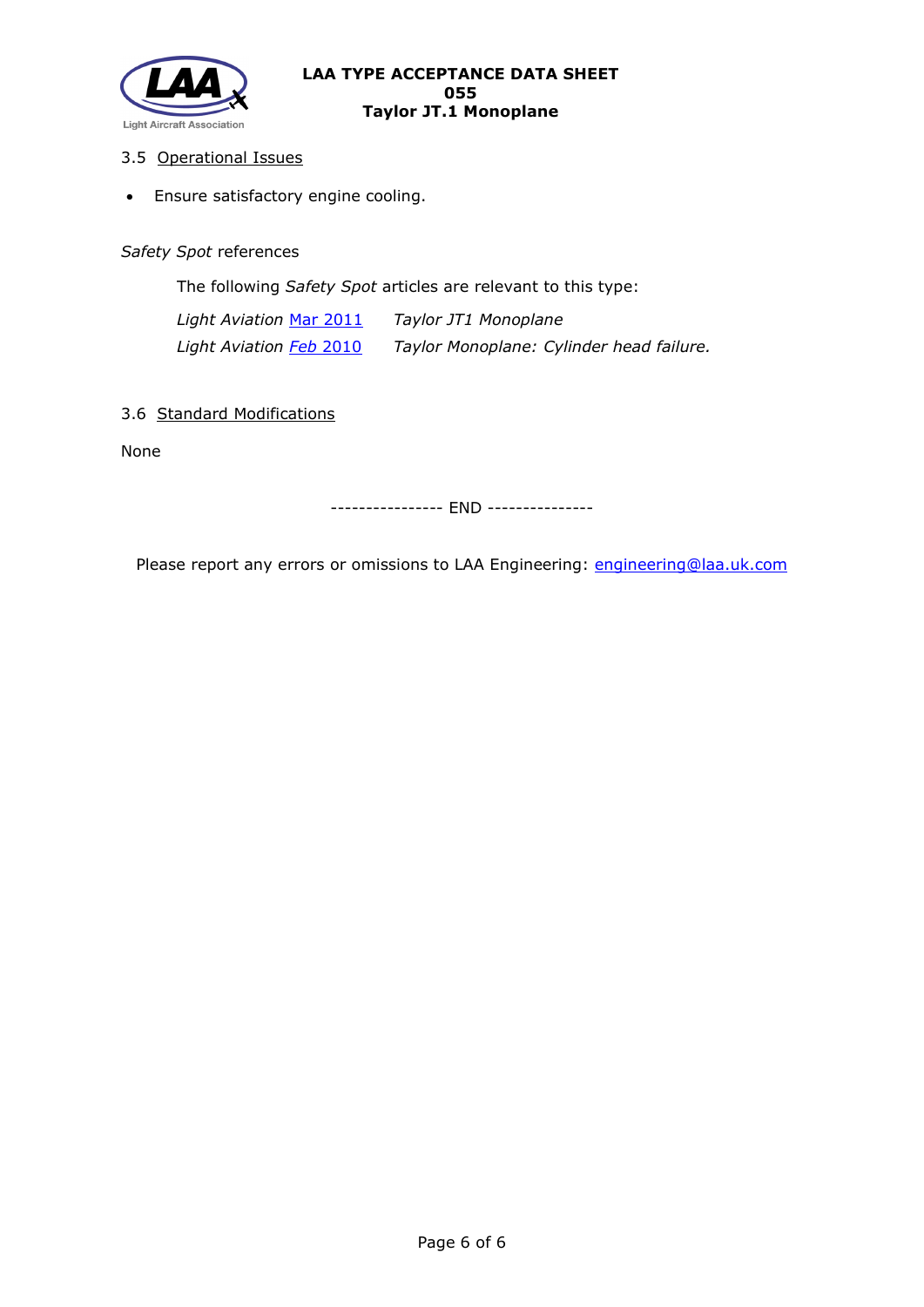### 3.5 Operational Issues

- Ensure satisfactory engine cooling.

*Safety Spot* references

The following *Safety Spot* articles are relevant to this type:

| | |
|---|---|
| *Light Aviation* Mar 2011 | *Taylor JT1 Monoplane* |
| *Light Aviation Feb* 2010 | *Taylor Monoplane: Cylinder head failure.* |

### 3.6 Standard Modifications

None

---------------- END ---------------

Please report any errors or omissions to LAA Engineering: engineering@laa.uk.com